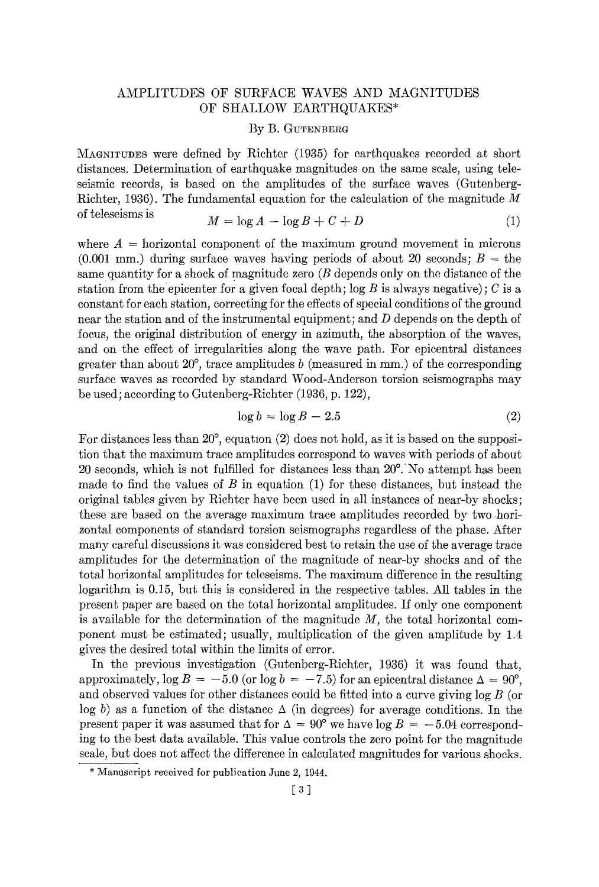# AMPLITUDES OF SURFACE WAVES AND MAGNITUDES OF SHALLOW EARTHQUAKES*

By B. Gutenberg

Magnitudes were defined by Richter (1935) for earthquakes recorded at short distances. Determination of earthquake magnitudes on the same scale, using teleseismic records, is based on the amplitudes of the surface waves (Gutenberg-Richter, 1936). The fundamental equation for the calculation of the magnitude $M$ of teleseisms is

$$M = \log A - \log B + C + D \tag{1}$$

where $A$ = horizontal component of the maximum ground movement in microns (0.001 mm.) during surface waves having periods of about 20 seconds; $B$ = the same quantity for a shock of magnitude zero ($B$ depends only on the distance of the station from the epicenter for a given focal depth; $\log B$ is always negative); $C$ is a constant for each station, correcting for the effects of special conditions of the ground near the station and of the instrumental equipment; and $D$ depends on the depth of focus, the original distribution of energy in azimuth, the absorption of the waves, and on the effect of irregularities along the wave path. For epicentral distances greater than about 20°, trace amplitudes $b$ (measured in mm.) of the corresponding surface waves as recorded by standard Wood-Anderson torsion seismographs may be used; according to Gutenberg-Richter (1936, p. 122),

$$\log b = \log B - 2.5 \tag{2}$$

For distances less than 20°, equation (2) does not hold, as it is based on the supposition that the maximum trace amplitudes correspond to waves with periods of about 20 seconds, which is not fulfilled for distances less than 20°. No attempt has been made to find the values of $B$ in equation (1) for these distances, but instead the original tables given by Richter have been used in all instances of near-by shocks; these are based on the average maximum trace amplitudes recorded by two horizontal components of standard torsion seismographs regardless of the phase. After many careful discussions it was considered best to retain the use of the average trace amplitudes for the determination of the magnitude of near-by shocks and of the total horizontal amplitudes for teleseisms. The maximum difference in the resulting logarithm is 0.15, but this is considered in the respective tables. All tables in the present paper are based on the total horizontal amplitudes. If only one component is available for the determination of the magnitude $M$, the total horizontal component must be estimated; usually, multiplication of the given amplitude by 1.4 gives the desired total within the limits of error.

In the previous investigation (Gutenberg-Richter, 1936) it was found that, approximately, $\log B = -5.0$ (or $\log b = -7.5$) for an epicentral distance $\Delta = 90°$, and observed values for other distances could be fitted into a curve giving $\log B$ (or $\log b$) as a function of the distance $\Delta$ (in degrees) for average conditions. In the present paper it was assumed that for $\Delta = 90°$ we have $\log B = -5.04$ corresponding to the best data available. This value controls the zero point for the magnitude scale, but does not affect the difference in calculated magnitudes for various shocks.

* Manuscript received for publication June 2, 1944.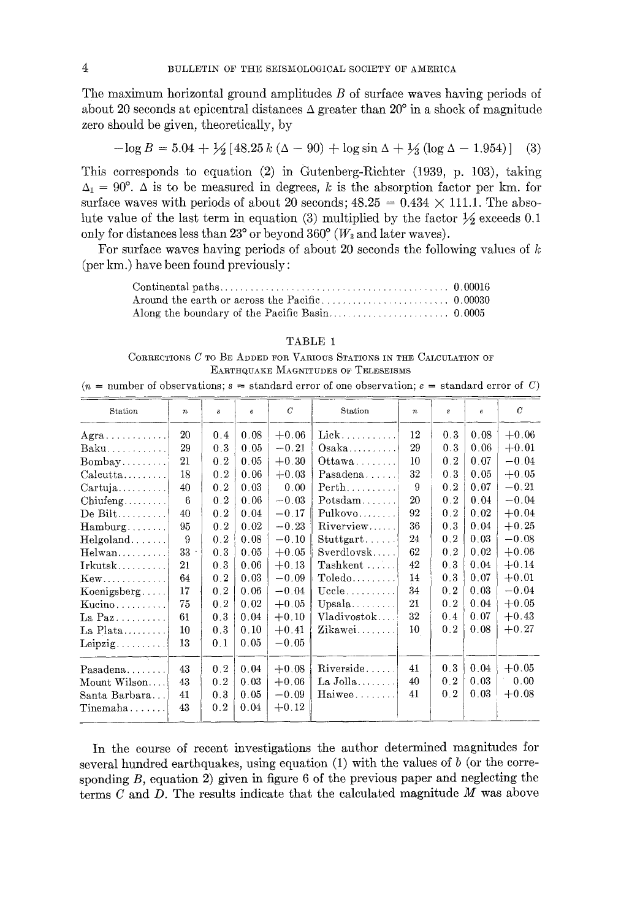The maximum horizontal ground amplitudes $B$ of surface waves having periods of about 20 seconds at epicentral distances $\Delta$ greater than 20° in a shock of magnitude zero should be given, theoretically, by

$$-\log B = 5.04 + \tfrac{1}{2} [48.25\, k\, (\Delta - 90) + \log \sin \Delta + \tfrac{1}{3} (\log \Delta - 1.954)] \quad (3)$$

This corresponds to equation (2) in Gutenberg-Richter (1939, p. 103), taking $\Delta_1 = 90°$. $\Delta$ is to be measured in degrees, $k$ is the absorption factor per km. for surface waves with periods of about 20 seconds; $48.25 = 0.434 \times 111.1$. The absolute value of the last term in equation (3) multiplied by the factor ½ exceeds 0.1 only for distances less than 23° or beyond 360° ($W_3$ and later waves).

For surface waves having periods of about 20 seconds the following values of $k$ (per km.) have been found previously:

| | |
|---|---|
| Continental paths | 0.00016 |
| Around the earth or across the Pacific | 0.00030 |
| Along the boundary of the Pacific Basin | 0.0005 |

TABLE 1

CORRECTIONS $C$ TO BE ADDED FOR VARIOUS STATIONS IN THE CALCULATION OF EARTHQUAKE MAGNITUDES OF TELESEISMS

($n$ = number of observations; $s$ = standard error of one observation; $e$ = standard error of $C$)

| Station | $n$ | $s$ | $e$ | $C$ | Station | $n$ | $s$ | $e$ | $C$ |
|---|---|---|---|---|---|---|---|---|---|
| Agra | 20 | 0.4 | 0.08 | +0.06 | Lick | 12 | 0.3 | 0.08 | +0.06 |
| Baku | 29 | 0.3 | 0.05 | −0.21 | Osaka | 29 | 0.3 | 0.06 | +0.01 |
| Bombay | 21 | 0.2 | 0.05 | +0.30 | Ottawa | 10 | 0.2 | 0.07 | −0.04 |
| Calcutta | 18 | 0.2 | 0.06 | +0.03 | Pasadena | 32 | 0.3 | 0.05 | +0.05 |
| Cartuja | 40 | 0.2 | 0.03 | 0.00 | Perth | 9 | 0.2 | 0.07 | −0.21 |
| Chiufeng | 6 | 0.2 | 0.06 | −0.03 | Potsdam | 20 | 0.2 | 0.04 | −0.04 |
| De Bilt | 40 | 0.2 | 0.04 | −0.17 | Pulkovo | 92 | 0.2 | 0.02 | +0.04 |
| Hamburg | 95 | 0.2 | 0.02 | −0.23 | Riverview | 36 | 0.3 | 0.04 | +0.25 |
| Helgoland | 9 | 0.2 | 0.08 | −0.10 | Stuttgart | 24 | 0.2 | 0.03 | −0.08 |
| Helwan | 33 | 0.3 | 0.05 | +0.05 | Sverdlovsk | 62 | 0.2 | 0.02 | +0.06 |
| Irkutsk | 21 | 0.3 | 0.06 | +0.13 | Tashkent | 42 | 0.3 | 0.04 | +0.14 |
| Kew | 64 | 0.2 | 0.03 | −0.09 | Toledo | 14 | 0.3 | 0.07 | +0.01 |
| Koenigsberg | 17 | 0.2 | 0.06 | −0.04 | Uccle | 34 | 0.2 | 0.03 | −0.04 |
| Kucino | 75 | 0.2 | 0.02 | +0.05 | Upsala | 21 | 0.2 | 0.04 | +0.05 |
| La Paz | 61 | 0.3 | 0.04 | +0.10 | Vladivostok | 32 | 0.4 | 0.07 | +0.43 |
| La Plata | 10 | 0.3 | 0.10 | +0.41 | Zikawei | 10 | 0.2 | 0.08 | +0.27 |
| Leipzig | 13 | 0.1 | 0.05 | −0.05 | | | | | |
| Pasadena | 43 | 0.2 | 0.04 | +0.08 | Riverside | 41 | 0.3 | 0.04 | +0.05 |
| Mount Wilson | 43 | 0.2 | 0.03 | +0.06 | La Jolla | 40 | 0.2 | 0.03 | 0.00 |
| Santa Barbara | 41 | 0.3 | 0.05 | −0.09 | Haiwee | 41 | 0.2 | 0.03 | +0.08 |
| Tinemaha | 43 | 0.2 | 0.04 | +0.12 | | | | | |

In the course of recent investigations the author determined magnitudes for several hundred earthquakes, using equation (1) with the values of $b$ (or the corresponding $B$, equation 2) given in figure 6 of the previous paper and neglecting the terms $C$ and $D$. The results indicate that the calculated magnitude $M$ was above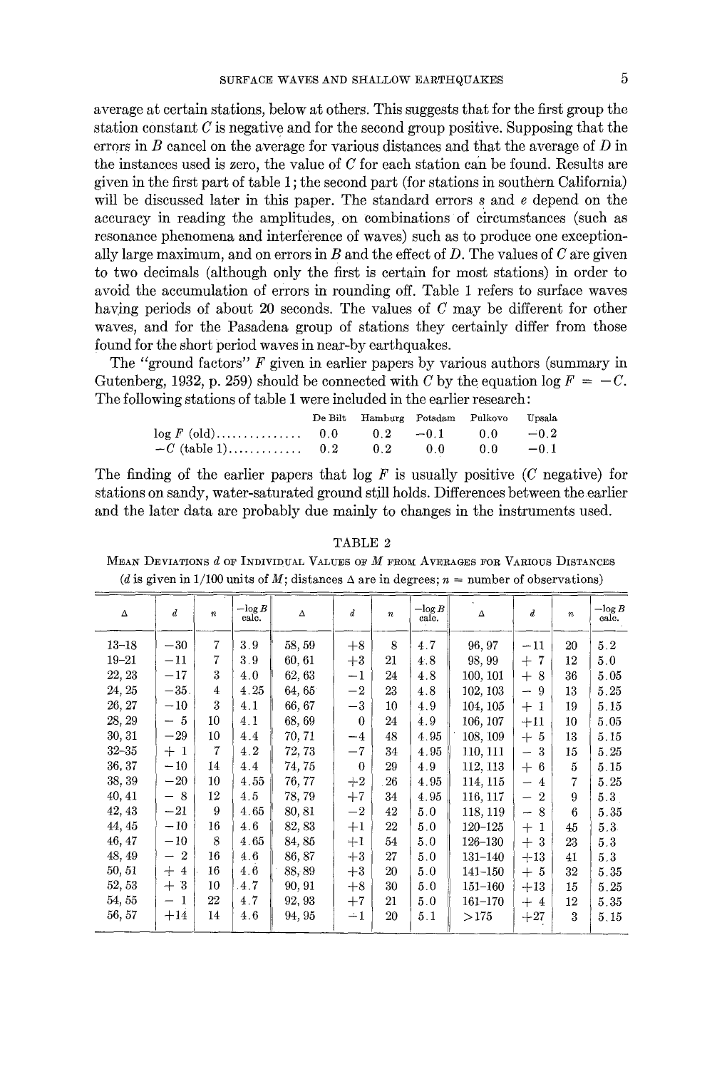average at certain stations, below at others. This suggests that for the first group the station constant $C$ is negative and for the second group positive. Supposing that the errors in $B$ cancel on the average for various distances and that the average of $D$ in the instances used is zero, the value of $C$ for each station can be found. Results are given in the first part of table 1; the second part (for stations in southern California) will be discussed later in this paper. The standard errors $s$ and $e$ depend on the accuracy in reading the amplitudes, on combinations of circumstances (such as resonance phenomena and interference of waves) such as to produce one exceptionally large maximum, and on errors in $B$ and the effect of $D$. The values of $C$ are given to two decimals (although only the first is certain for most stations) in order to avoid the accumulation of errors in rounding off. Table 1 refers to surface waves having periods of about 20 seconds. The values of $C$ may be different for other waves, and for the Pasadena group of stations they certainly differ from those found for the short period waves in near-by earthquakes.

The "ground factors" $F$ given in earlier papers by various authors (summary in Gutenberg, 1932, p. 259) should be connected with $C$ by the equation $\log F = -C$. The following stations of table 1 were included in the earlier research:

| | De Bilt | Hamburg | Potsdam | Pulkovo | Upsala |
|---|---|---|---|---|---|
| $\log F$ (old) | 0.0 | 0.2 | −0.1 | 0.0 | −0.2 |
| $-C$ (table 1) | 0.2 | 0.2 | 0.0 | 0.0 | −0.1 |

The finding of the earlier papers that $\log F$ is usually positive ($C$ negative) for stations on sandy, water-saturated ground still holds. Differences between the earlier and the later data are probably due mainly to changes in the instruments used.

TABLE 2

Mean Deviations $d$ of Individual Values of $M$ from Averages for Various Distances

($d$ is given in 1/100 units of $M$; distances $\Delta$ are in degrees; $n$ = number of observations)

| $\Delta$ | $d$ | $n$ | $-\log B$ calc. | $\Delta$ | $d$ | $n$ | $-\log B$ calc. | $\Delta$ | $d$ | $n$ | $-\log B$ calc. |
|---|---|---|---|---|---|---|---|---|---|---|---|
| 13–18 | −30 | 7 | 3.9 | 58, 59 | +8 | 8 | 4.7 | 96, 97 | −11 | 20 | 5.2 |
| 19–21 | −11 | 7 | 3.9 | 60, 61 | +3 | 21 | 4.8 | 98, 99 | + 7 | 12 | 5.0 |
| 22, 23 | −17 | 3 | 4.0 | 62, 63 | −1 | 24 | 4.8 | 100, 101 | + 8 | 36 | 5.05 |
| 24, 25 | −35 | 4 | 4.25 | 64, 65 | −2 | 23 | 4.8 | 102, 103 | − 9 | 13 | 5.25 |
| 26, 27 | −10 | 3 | 4.1 | 66, 67 | −3 | 10 | 4.9 | 104, 105 | + 1 | 19 | 5.15 |
| 28, 29 | − 5 | 10 | 4.1 | 68, 69 | 0 | 24 | 4.9 | 106, 107 | +11 | 10 | 5.05 |
| 30, 31 | −29 | 10 | 4.4 | 70, 71 | −4 | 48 | 4.95 | 108, 109 | + 5 | 13 | 5.15 |
| 32–35 | + 1 | 7 | 4.2 | 72, 73 | −7 | 34 | 4.95 | 110, 111 | − 3 | 15 | 5.25 |
| 36, 37 | −10 | 14 | 4.4 | 74, 75 | 0 | 29 | 4.9 | 112, 113 | + 6 | 5 | 5.15 |
| 38, 39 | −20 | 10 | 4.55 | 76, 77 | +2 | 26 | 4.95 | 114, 115 | − 4 | 7 | 5.25 |
| 40, 41 | − 8 | 12 | 4.5 | 78, 79 | +7 | 34 | 4.95 | 116, 117 | − 2 | 9 | 5.3 |
| 42, 43 | −21 | 9 | 4.65 | 80, 81 | −2 | 42 | 5.0 | 118, 119 | − 8 | 6 | 5.35 |
| 44, 45 | −10 | 16 | 4.6 | 82, 83 | +1 | 22 | 5.0 | 120–125 | + 1 | 45 | 5.3 |
| 46, 47 | −10 | 8 | 4.65 | 84, 85 | +1 | 54 | 5.0 | 126–130 | + 3 | 23 | 5.3 |
| 48, 49 | − 2 | 16 | 4.6 | 86, 87 | +3 | 27 | 5.0 | 131–140 | +13 | 41 | 5.3 |
| 50, 51 | + 4 | 16 | 4.6 | 88, 89 | +3 | 20 | 5.0 | 141–150 | + 5 | 32 | 5.35 |
| 52, 53 | + 3 | 10 | 4.7 | 90, 91 | +8 | 30 | 5.0 | 151–160 | +13 | 15 | 5.25 |
| 54, 55 | − 1 | 22 | 4.7 | 92, 93 | +7 | 21 | 5.0 | 161–170 | + 4 | 12 | 5.35 |
| 56, 57 | +14 | 14 | 4.6 | 94, 95 | −1 | 20 | 5.1 | >175 | +27 | 3 | 5.15 |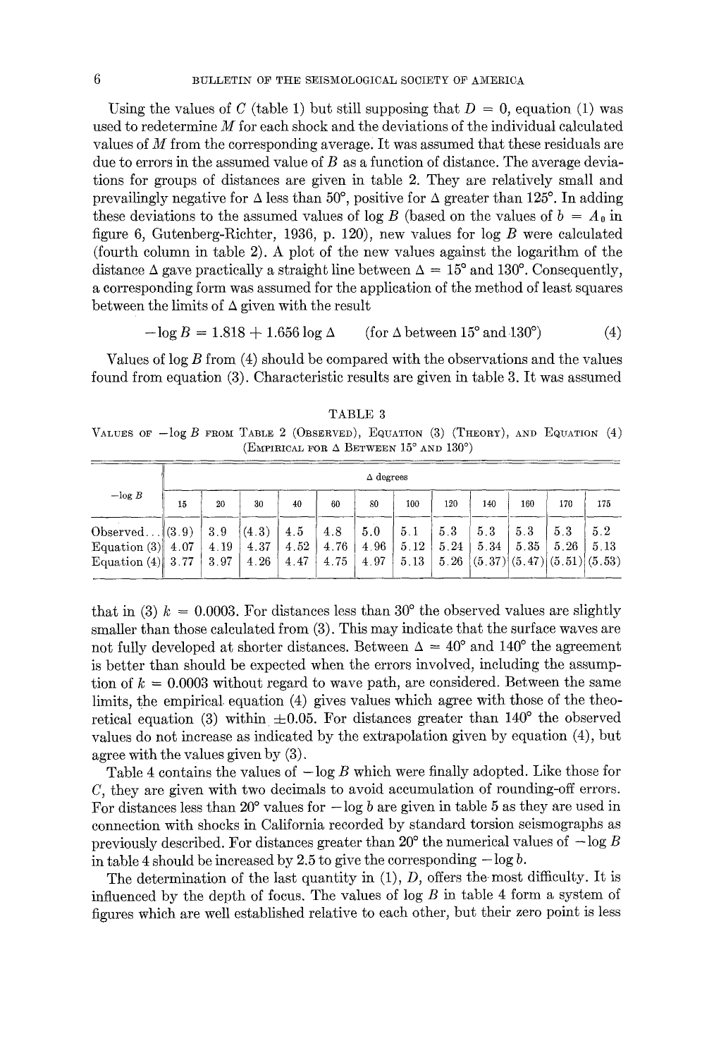Using the values of $C$ (table 1) but still supposing that $D = 0$, equation (1) was used to redetermine $M$ for each shock and the deviations of the individual calculated values of $M$ from the corresponding average. It was assumed that these residuals are due to errors in the assumed value of $B$ as a function of distance. The average deviations for groups of distances are given in table 2. They are relatively small and prevailingly negative for $\Delta$ less than 50°, positive for $\Delta$ greater than 125°. In adding these deviations to the assumed values of $\log B$ (based on the values of $b = A_0$ in figure 6, Gutenberg-Richter, 1936, p. 120), new values for $\log B$ were calculated (fourth column in table 2). A plot of the new values against the logarithm of the distance $\Delta$ gave practically a straight line between $\Delta = 15°$ and 130°. Consequently, a corresponding form was assumed for the application of the method of least squares between the limits of $\Delta$ given with the result

$$-\log B = 1.818 + 1.656 \log \Delta \qquad (\text{for } \Delta \text{ between } 15° \text{ and } 130°) \tag{4}$$

Values of $\log B$ from (4) should be compared with the observations and the values found from equation (3). Characteristic results are given in table 3. It was assumed

TABLE 3

Values of $-\log B$ from Table 2 (Observed), Equation (3) (Theory), and Equation (4) (Empirical for $\Delta$ between 15° and 130°)

| $-\log B$ | $\Delta$ degrees | | | | | | | | | | | |
|---|---|---|---|---|---|---|---|---|---|---|---|---|
| | 15 | 20 | 30 | 40 | 60 | 80 | 100 | 120 | 140 | 160 | 170 | 175 |
| Observed... | (3.9) | 3.9 | (4.3) | 4.5 | 4.8 | 5.0 | 5.1 | 5.3 | 5.3 | 5.3 | 5.3 | 5.2 |
| Equation (3) | 4.07 | 4.19 | 4.37 | 4.52 | 4.76 | 4.96 | 5.12 | 5.24 | 5.34 | 5.35 | 5.26 | 5.13 |
| Equation (4) | 3.77 | 3.97 | 4.26 | 4.47 | 4.75 | 4.97 | 5.13 | 5.26 | (5.37) | (5.47) | (5.51) | (5.53) |

that in (3) $k = 0.0003$. For distances less than 30° the observed values are slightly smaller than those calculated from (3). This may indicate that the surface waves are not fully developed at shorter distances. Between $\Delta = 40°$ and 140° the agreement is better than should be expected when the errors involved, including the assumption of $k = 0.0003$ without regard to wave path, are considered. Between the same limits, the empirical equation (4) gives values which agree with those of the theoretical equation (3) within $\pm 0.05$. For distances greater than 140° the observed values do not increase as indicated by the extrapolation given by equation (4), but agree with the values given by (3).

Table 4 contains the values of $-\log B$ which were finally adopted. Like those for $C$, they are given with two decimals to avoid accumulation of rounding-off errors. For distances less than 20° values for $-\log b$ are given in table 5 as they are used in connection with shocks in California recorded by standard torsion seismographs as previously described. For distances greater than 20° the numerical values of $-\log B$ in table 4 should be increased by 2.5 to give the corresponding $-\log b$.

The determination of the last quantity in (1), $D$, offers the most difficulty. It is influenced by the depth of focus. The values of $\log B$ in table 4 form a system of figures which are well established relative to each other, but their zero point is less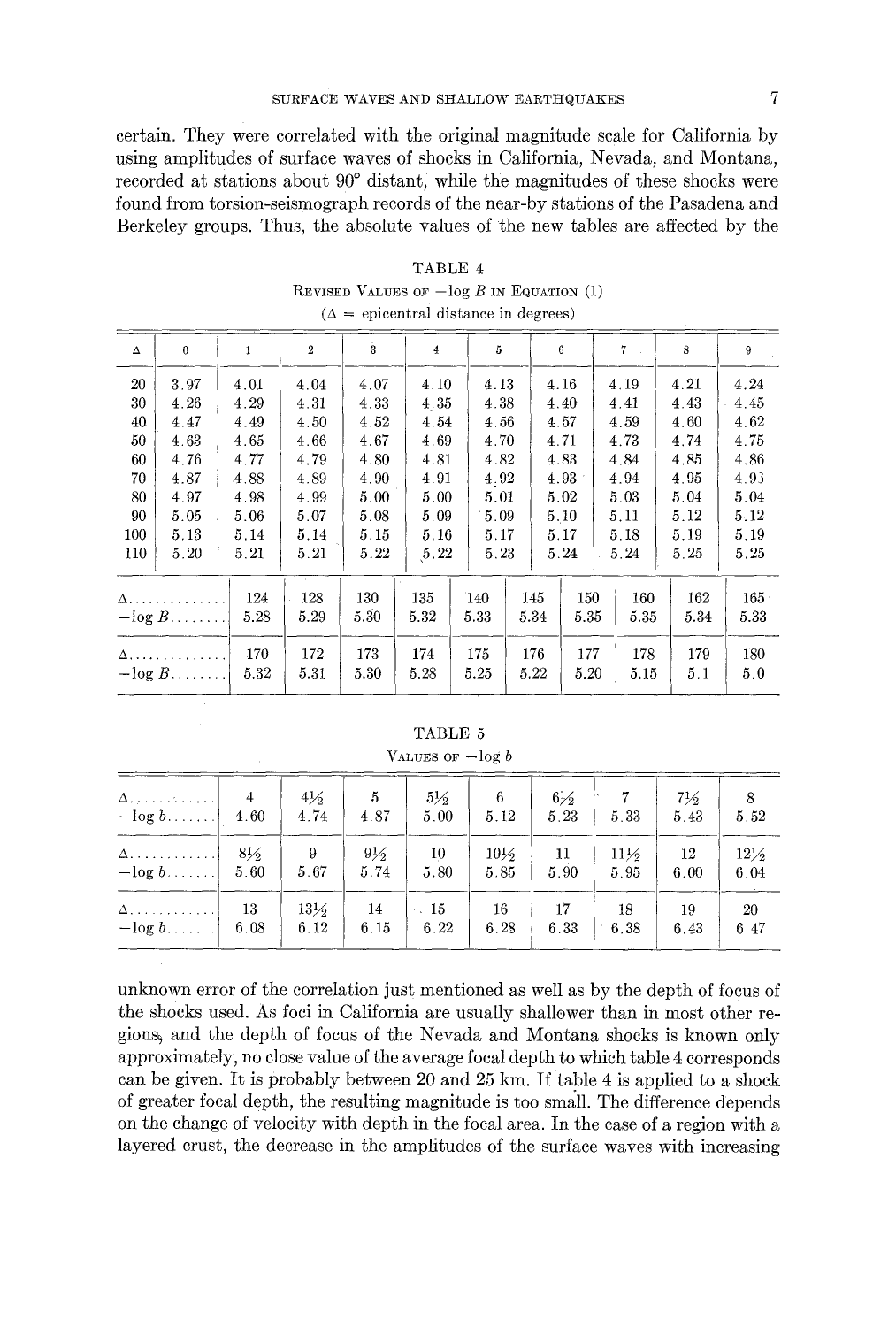certain. They were correlated with the original magnitude scale for California by using amplitudes of surface waves of shocks in California, Nevada, and Montana, recorded at stations about 90° distant, while the magnitudes of these shocks were found from torsion-seismograph records of the near-by stations of the Pasadena and Berkeley groups. Thus, the absolute values of the new tables are affected by the unknown error of the correlation just mentioned as well as by the depth of focus of the shocks used. As foci in California are usually shallower than in most other regions, and the depth of focus of the Nevada and Montana shocks is known only approximately, no close value of the average focal depth to which table 4 corresponds can be given. It is probably between 20 and 25 km. If table 4 is applied to a shock of greater focal depth, the resulting magnitude is too small. The difference depends on the change of velocity with depth in the focal area. In the case of a region with a layered crust, the decrease in the amplitudes of the surface waves with increasing

TABLE 4

Revised Values of $-\log B$ in Equation (1)

($\Delta$ = epicentral distance in degrees)

| $\Delta$ | 0 | 1 | 2 | 3 | 4 | 5 | 6 | 7 | 8 | 9 |
|---|---|---|---|---|---|---|---|---|---|---|
| 20 | 3.97 | 4.01 | 4.04 | 4.07 | 4.10 | 4.13 | 4.16 | 4.19 | 4.21 | 4.24 |
| 30 | 4.26 | 4.29 | 4.31 | 4.33 | 4.35 | 4.38 | 4.40 | 4.41 | 4.43 | 4.45 |
| 40 | 4.47 | 4.49 | 4.50 | 4.52 | 4.54 | 4.56 | 4.57 | 4.59 | 4.60 | 4.62 |
| 50 | 4.63 | 4.65 | 4.66 | 4.67 | 4.69 | 4.70 | 4.71 | 4.73 | 4.74 | 4.75 |
| 60 | 4.76 | 4.77 | 4.79 | 4.80 | 4.81 | 4.82 | 4.83 | 4.84 | 4.85 | 4.86 |
| 70 | 4.87 | 4.88 | 4.89 | 4.90 | 4.91 | 4.92 | 4.93 | 4.94 | 4.95 | 4.93 |
| 80 | 4.97 | 4.98 | 4.99 | 5.00 | 5.00 | 5.01 | 5.02 | 5.03 | 5.04 | 5.04 |
| 90 | 5.05 | 5.06 | 5.07 | 5.08 | 5.09 | 5.09 | 5.10 | 5.11 | 5.12 | 5.12 |
| 100 | 5.13 | 5.14 | 5.14 | 5.15 | 5.16 | 5.17 | 5.17 | 5.18 | 5.19 | 5.19 |
| 110 | 5.20 | 5.21 | 5.21 | 5.22 | 5.22 | 5.23 | 5.24 | 5.24 | 5.25 | 5.25 |

| $\Delta$ | 124 | 128 | 130 | 135 | 140 | 145 | 150 | 160 | 162 | 165 |
|---|---|---|---|---|---|---|---|---|---|---|
| $-\log B$ | 5.28 | 5.29 | 5.30 | 5.32 | 5.33 | 5.34 | 5.35 | 5.35 | 5.34 | 5.33 |
| $\Delta$ | 170 | 172 | 173 | 174 | 175 | 176 | 177 | 178 | 179 | 180 |
| $-\log B$ | 5.32 | 5.31 | 5.30 | 5.28 | 5.25 | 5.22 | 5.20 | 5.15 | 5.1 | 5.0 |

TABLE 5

Values of $-\log b$

| $\Delta$ | 4 | 4½ | 5 | 5½ | 6 | 6½ | 7 | 7½ | 8 |
|---|---|---|---|---|---|---|---|---|---|
| $-\log b$ | 4.60 | 4.74 | 4.87 | 5.00 | 5.12 | 5.23 | 5.33 | 5.43 | 5.52 |
| $\Delta$ | 8½ | 9 | 9½ | 10 | 10½ | 11 | 11½ | 12 | 12½ |
| $-\log b$ | 5.60 | 5.67 | 5.74 | 5.80 | 5.85 | 5.90 | 5.95 | 6.00 | 6.04 |
| $\Delta$ | 13 | 13½ | 14 | 15 | 16 | 17 | 18 | 19 | 20 |
| $-\log b$ | 6.08 | 6.12 | 6.15 | 6.22 | 6.28 | 6.33 | 6.38 | 6.43 | 6.47 |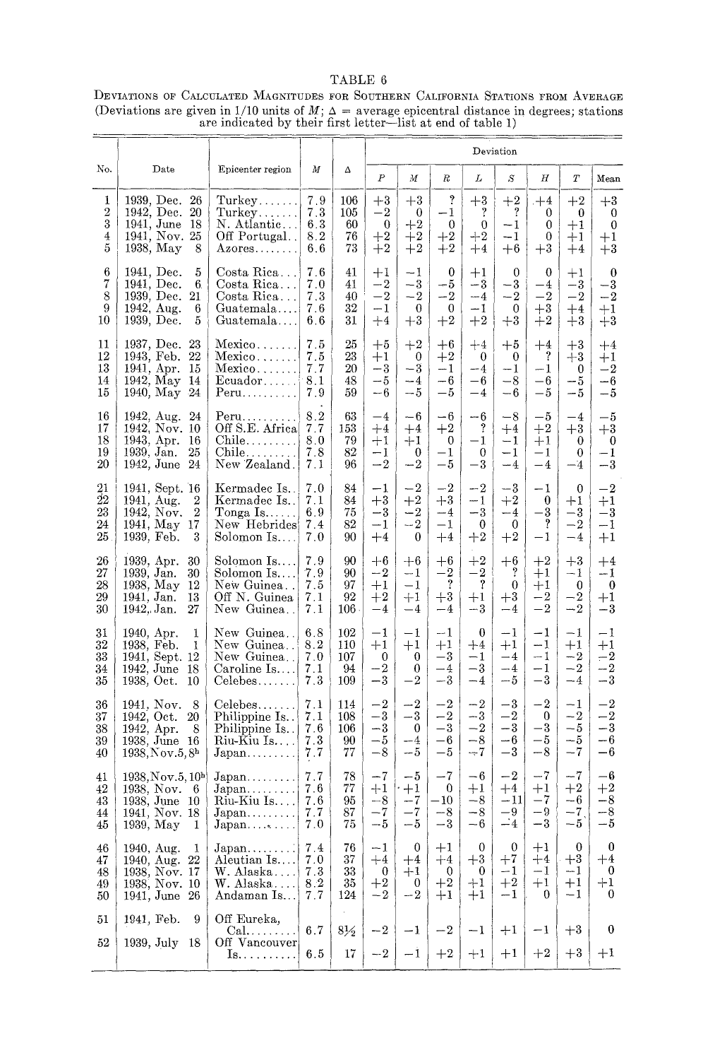TABLE 6

DEVIATIONS OF CALCULATED MAGNITUDES FOR SOUTHERN CALIFORNIA STATIONS FROM AVERAGE

(Deviations are given in 1/10 units of $M$; $\Delta$ = average epicentral distance in degrees; stations are indicated by their first letter—list at end of table 1)

| No. | Date | Epicenter region | $M$ | $\Delta$ | Deviation | | | | | | | |
|---|---|---|---|---|---|---|---|---|---|---|---|---|
| | | | | | $P$ | $M$ | $R$ | $L$ | $S$ | $H$ | $T$ | Mean |
| 1 | 1939, Dec. 26 | Turkey | 7.9 | 106 | +3 | +3 | ? | +3 | +2 | +4 | +2 | +3 |
| 2 | 1942, Dec. 20 | Turkey | 7.3 | 105 | −2 | 0 | −1 | ? | ? | 0 | 0 | 0 |
| 3 | 1941, June 18 | N. Atlantic | 6.3 | 60 | 0 | +2 | 0 | 0 | −1 | 0 | +1 | 0 |
| 4 | 1941, Nov. 25 | Off Portugal | 8.2 | 76 | +2 | +2 | +2 | +2 | −1 | 0 | +1 | +1 |
| 5 | 1938, May 8 | Azores | 6.6 | 73 | +2 | +2 | +2 | +4 | +6 | +3 | +4 | +3 |
| 6 | 1941, Dec. 5 | Costa Rica | 7.6 | 41 | +1 | −1 | 0 | +1 | 0 | 0 | +1 | 0 |
| 7 | 1941, Dec. 6 | Costa Rica | 7.0 | 41 | −2 | −3 | −5 | −3 | −3 | −4 | −3 | −3 |
| 8 | 1939, Dec. 21 | Costa Rica | 7.3 | 40 | −2 | −2 | −2 | −4 | −2 | −2 | −2 | −2 |
| 9 | 1942, Aug. 6 | Guatemala | 7.6 | 32 | −1 | 0 | 0 | −1 | 0 | +3 | +4 | +1 |
| 10 | 1939, Dec. 5 | Guatemala | 6.6 | 31 | +4 | +3 | +2 | +2 | +3 | +2 | +3 | +3 |
| 11 | 1937, Dec. 23 | Mexico | 7.5 | 25 | +5 | +2 | +6 | +4 | +5 | +4 | +3 | +4 |
| 12 | 1943, Feb. 22 | Mexico | 7.5 | 23 | +1 | 0 | +2 | 0 | 0 | ? | +3 | +1 |
| 13 | 1941, Apr. 15 | Mexico | 7.7 | 20 | −3 | −3 | −1 | −4 | −1 | −1 | 0 | −2 |
| 14 | 1942, May 14 | Ecuador | 8.1 | 48 | −5 | −4 | −6 | −6 | −8 | −6 | −5 | −6 |
| 15 | 1940, May 24 | Peru | 7.9 | 59 | −6 | −5 | −5 | −4 | −6 | −5 | −5 | −5 |
| 16 | 1942, Aug. 24 | Peru | 8.2 | 63 | −4 | −6 | −6 | −6 | −8 | −5 | −4 | −5 |
| 17 | 1942, Nov. 10 | Off S.E. Africa | 7.7 | 153 | +4 | +4 | +2 | ? | +4 | +2 | +3 | +3 |
| 18 | 1943, Apr. 16 | Chile | 8.0 | 79 | +1 | +1 | 0 | −1 | −1 | +1 | 0 | 0 |
| 19 | 1939, Jan. 25 | Chile | 7.8 | 82 | −1 | 0 | −1 | 0 | −1 | −1 | 0 | −1 |
| 20 | 1942, June 24 | New Zealand | 7.1 | 96 | −2 | −2 | −5 | −3 | −4 | −4 | −4 | −3 |
| 21 | 1941, Sept. 16 | Kermadec Is. | 7.0 | 84 | −1 | −2 | −2 | −2 | −3 | −1 | 0 | −2 |
| 22 | 1941, Aug. 2 | Kermadec Is. | 7.1 | 84 | +3 | +2 | +3 | −1 | +2 | 0 | +1 | +1 |
| 23 | 1942, Nov. 2 | Tonga Is. | 6.9 | 75 | −3 | −2 | −4 | −3 | −4 | −3 | −3 | −3 |
| 24 | 1941, May 17 | New Hebrides | 7.4 | 82 | −1 | −2 | −1 | 0 | 0 | ? | −2 | −1 |
| 25 | 1939, Feb. 3 | Solomon Is. | 7.0 | 90 | +4 | 0 | +4 | +2 | +2 | −1 | −4 | +1 |
| 26 | 1939, Apr. 30 | Solomon Is. | 7.9 | 90 | +6 | +6 | +6 | +2 | +6 | +2 | +3 | +4 |
| 27 | 1939, Jan. 30 | Solomon Is. | 7.9 | 90 | −2 | −1 | −2 | −2 | ? | +1 | −1 | −1 |
| 28 | 1938, May 12 | New Guinea | 7.5 | 97 | +1 | −1 | ? | ? | 0 | +1 | 0 | 0 |
| 29 | 1941, Jan. 13 | Off N. Guinea | 7.1 | 92 | +2 | +1 | +3 | +1 | +3 | −2 | −2 | +1 |
| 30 | 1942, Jan. 27 | New Guinea | 7.1 | 106 | −4 | −4 | −4 | −3 | −4 | −2 | −2 | −3 |
| 31 | 1940, Apr. 1 | New Guinea | 6.8 | 102 | −1 | −1 | −1 | 0 | −1 | −1 | −1 | −1 |
| 32 | 1938, Feb. 1 | New Guinea | 8.2 | 110 | +1 | +1 | +1 | +4 | +1 | −1 | +1 | +1 |
| 33 | 1941, Sept. 12 | New Guinea | 7.0 | 107 | 0 | 0 | −3 | −1 | −4 | −1 | −2 | −2 |
| 34 | 1942, June 18 | Caroline Is. | 7.1 | 94 | −2 | 0 | −4 | −3 | −4 | −1 | −2 | −2 |
| 35 | 1938, Oct. 10 | Celebes | 7.3 | 109 | −3 | −2 | −3 | −4 | −5 | −3 | −4 | −3 |
| 36 | 1941, Nov. 8 | Celebes | 7.1 | 114 | −2 | −2 | −2 | −2 | −3 | −2 | −1 | −2 |
| 37 | 1942, Oct. 20 | Philippine Is. | 7.1 | 108 | −3 | −3 | −2 | −3 | −2 | 0 | −2 | −2 |
| 38 | 1942, Apr. 8 | Philippine Is. | 7.6 | 106 | −3 | 0 | −3 | −2 | −3 | −3 | −5 | −3 |
| 39 | 1938, June 16 | Riu-Kiu Is. | 7.3 | 90 | −5 | −4 | −6 | −8 | −6 | −5 | −5 | −6 |
| 40 | 1938, Nov. 5, 8h | Japan | 7.7 | 77 | −8 | −5 | −5 | −7 | −3 | −8 | −7 | −6 |
| 41 | 1938, Nov. 5, 10h | Japan | 7.7 | 78 | −7 | −5 | −7 | −6 | −2 | −7 | −7 | −6 |
| 42 | 1938, Nov. 6 | Japan | 7.6 | 77 | +1 | +1 | 0 | +1 | +4 | +1 | +2 | +2 |
| 43 | 1938, June 10 | Riu-Kiu Is. | 7.6 | 95 | −8 | −7 | −10 | −8 | −11 | −7 | −6 | −8 |
| 44 | 1941, Nov. 18 | Japan | 7.7 | 87 | −7 | −7 | −8 | −8 | −9 | −9 | −7 | −8 |
| 45 | 1939, May 1 | Japan | 7.0 | 75 | −5 | −5 | −3 | −6 | −4 | −3 | −5 | −5 |
| 46 | 1940, Aug. 1 | Japan | 7.4 | 76 | −1 | 0 | +1 | 0 | 0 | +1 | 0 | 0 |
| 47 | 1940, Aug. 22 | Aleutian Is. | 7.0 | 37 | +4 | +4 | +4 | +3 | +7 | +4 | +3 | +4 |
| 48 | 1938, Nov. 17 | W. Alaska | 7.3 | 33 | 0 | +1 | 0 | 0 | −1 | −1 | −1 | 0 |
| 49 | 1938, Nov. 10 | W. Alaska | 8.2 | 35 | +2 | 0 | +2 | +1 | +2 | +1 | +1 | +1 |
| 50 | 1941, June 26 | Andaman Is. | 7.7 | 124 | −2 | −2 | +1 | +1 | −1 | 0 | −1 | 0 |
| 51 | 1941, Feb. 9 | Off Eureka, Cal. | 6.7 | 8½ | −2 | −1 | −2 | −1 | +1 | −1 | +3 | 0 |
| 52 | 1939, July 18 | Off Vancouver Is. | 6.5 | 17 | −2 | −1 | +2 | +1 | +1 | +2 | +3 | +1 |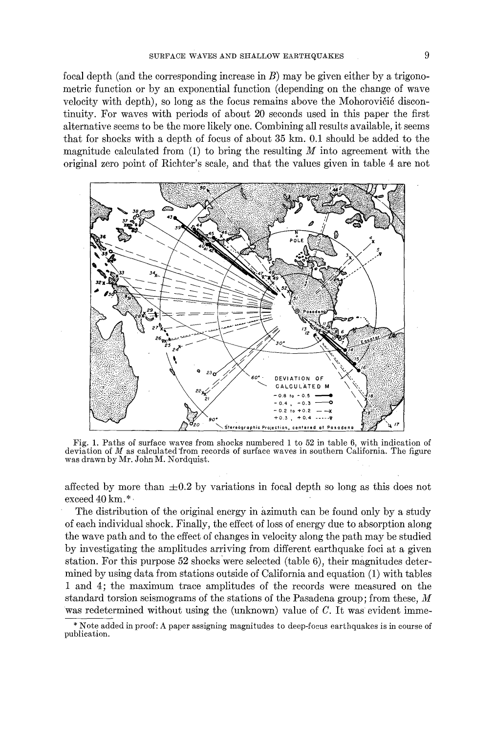focal depth (and the corresponding increase in $B$) may be given either by a trigonometric function or by an exponential function (depending on the change of wave velocity with depth), so long as the focus remains above the Mohorovičić discontinuity. For waves with periods of about 20 seconds used in this paper the first alternative seems to be the more likely one. Combining all results available, it seems that for shocks with a depth of focus of about 35 km. 0.1 should be added to the magnitude calculated from (1) to bring the resulting $M$ into agreement with the original zero point of Richter's scale, and that the values given in table 4 are not

Fig. 1. Paths of surface waves from shocks numbered 1 to 52 in table 6, with indication of deviation of $M$ as calculated from records of surface waves in southern California. The figure was drawn by Mr. John M. Nordquist.

affected by more than $\pm 0.2$ by variations in focal depth so long as this does not exceed 40 km.*

The distribution of the original energy in azimuth can be found only by a study of each individual shock. Finally, the effect of loss of energy due to absorption along the wave path and to the effect of changes in velocity along the path may be studied by investigating the amplitudes arriving from different earthquake foci at a given station. For this purpose 52 shocks were selected (table 6), their magnitudes determined by using data from stations outside of California and equation (1) with tables 1 and 4; the maximum trace amplitudes of the records were measured on the standard torsion seismograms of the stations of the Pasadena group; from these, $M$ was redetermined without using the (unknown) value of $C$. It was evident imme-

* Note added in proof: A paper assigning magnitudes to deep-focus earthquakes is in course of publication.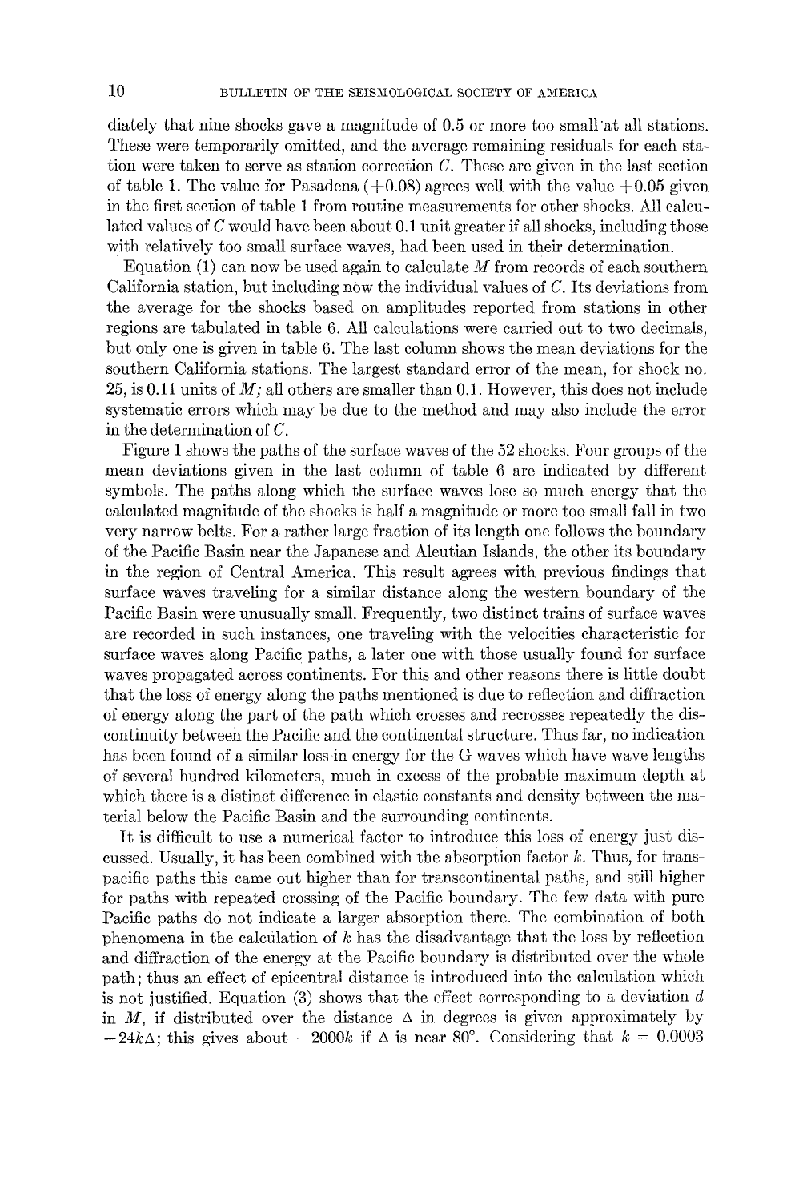diately that nine shocks gave a magnitude of 0.5 or more too small at all stations. These were temporarily omitted, and the average remaining residuals for each station were taken to serve as station correction $C$. These are given in the last section of table 1. The value for Pasadena (+0.08) agrees well with the value +0.05 given in the first section of table 1 from routine measurements for other shocks. All calculated values of $C$ would have been about 0.1 unit greater if all shocks, including those with relatively too small surface waves, had been used in their determination.

Equation (1) can now be used again to calculate $M$ from records of each southern California station, but including now the individual values of $C$. Its deviations from the average for the shocks based on amplitudes reported from stations in other regions are tabulated in table 6. All calculations were carried out to two decimals, but only one is given in table 6. The last column shows the mean deviations for the southern California stations. The largest standard error of the mean, for shock no. 25, is 0.11 units of $M$; all others are smaller than 0.1. However, this does not include systematic errors which may be due to the method and may also include the error in the determination of $C$.

Figure 1 shows the paths of the surface waves of the 52 shocks. Four groups of the mean deviations given in the last column of table 6 are indicated by different symbols. The paths along which the surface waves lose so much energy that the calculated magnitude of the shocks is half a magnitude or more too small fall in two very narrow belts. For a rather large fraction of its length one follows the boundary of the Pacific Basin near the Japanese and Aleutian Islands, the other its boundary in the region of Central America. This result agrees with previous findings that surface waves traveling for a similar distance along the western boundary of the Pacific Basin were unusually small. Frequently, two distinct trains of surface waves are recorded in such instances, one traveling with the velocities characteristic for surface waves along Pacific paths, a later one with those usually found for surface waves propagated across continents. For this and other reasons there is little doubt that the loss of energy along the paths mentioned is due to reflection and diffraction of energy along the part of the path which crosses and recrosses repeatedly the discontinuity between the Pacific and the continental structure. Thus far, no indication has been found of a similar loss in energy for the G waves which have wave lengths of several hundred kilometers, much in excess of the probable maximum depth at which there is a distinct difference in elastic constants and density between the material below the Pacific Basin and the surrounding continents.

It is difficult to use a numerical factor to introduce this loss of energy just discussed. Usually, it has been combined with the absorption factor $k$. Thus, for transpacific paths this came out higher than for transcontinental paths, and still higher for paths with repeated crossing of the Pacific boundary. The few data with pure Pacific paths do not indicate a larger absorption there. The combination of both phenomena in the calculation of $k$ has the disadvantage that the loss by reflection and diffraction of the energy at the Pacific boundary is distributed over the whole path; thus an effect of epicentral distance is introduced into the calculation which is not justified. Equation (3) shows that the effect corresponding to a deviation $d$ in $M$, if distributed over the distance $\Delta$ in degrees is given approximately by $-24k\Delta$; this gives about $-2000k$ if $\Delta$ is near 80°. Considering that $k = 0.0003$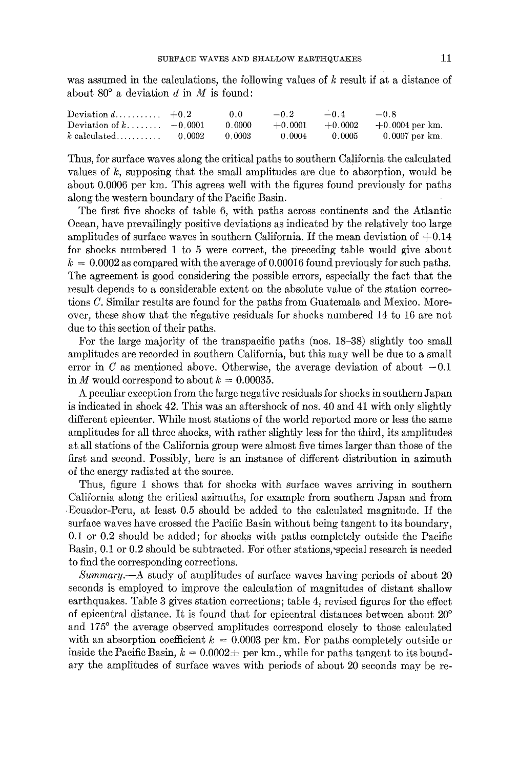was assumed in the calculations, the following values of $k$ result if at a distance of about 80° a deviation $d$ in $M$ is found:

| | | | | | |
|---|---|---|---|---|---|
| Deviation $d$ | +0.2 | 0.0 | −0.2 | −0.4 | −0.8 |
| Deviation of $k$ | −0.0001 | 0.0000 | +0.0001 | +0.0002 | +0.0004 per km. |
| $k$ calculated | 0.0002 | 0.0003 | 0.0004 | 0.0005 | 0.0007 per km. |

Thus, for surface waves along the critical paths to southern California the calculated values of $k$, supposing that the small amplitudes are due to absorption, would be about 0.0006 per km. This agrees well with the figures found previously for paths along the western boundary of the Pacific Basin.

The first five shocks of table 6, with paths across continents and the Atlantic Ocean, have prevailingly positive deviations as indicated by the relatively too large amplitudes of surface waves in southern California. If the mean deviation of +0.14 for shocks numbered 1 to 5 were correct, the preceding table would give about $k = 0.0002$ as compared with the average of 0.00016 found previously for such paths. The agreement is good considering the possible errors, especially the fact that the result depends to a considerable extent on the absolute value of the station corrections $C$. Similar results are found for the paths from Guatemala and Mexico. Moreover, these show that the negative residuals for shocks numbered 14 to 16 are not due to this section of their paths.

For the large majority of the transpacific paths (nos. 18–38) slightly too small amplitudes are recorded in southern California, but this may well be due to a small error in $C$ as mentioned above. Otherwise, the average deviation of about −0.1 in $M$ would correspond to about $k = 0.00035$.

A peculiar exception from the large negative residuals for shocks in southern Japan is indicated in shock 42. This was an aftershock of nos. 40 and 41 with only slightly different epicenter. While most stations of the world reported more or less the same amplitudes for all three shocks, with rather slightly less for the third, its amplitudes at all stations of the California group were almost five times larger than those of the first and second. Possibly, here is an instance of different distribution in azimuth of the energy radiated at the source.

Thus, figure 1 shows that for shocks with surface waves arriving in southern California along the critical azimuths, for example from southern Japan and from Ecuador-Peru, at least 0.5 should be added to the calculated magnitude. If the surface waves have crossed the Pacific Basin without being tangent to its boundary, 0.1 or 0.2 should be added; for shocks with paths completely outside the Pacific Basin, 0.1 or 0.2 should be subtracted. For other stations, special research is needed to find the corresponding corrections.

*Summary.*—A study of amplitudes of surface waves having periods of about 20 seconds is employed to improve the calculation of magnitudes of distant shallow earthquakes. Table 3 gives station corrections; table 4, revised figures for the effect of epicentral distance. It is found that for epicentral distances between about 20° and 175° the average observed amplitudes correspond closely to those calculated with an absorption coefficient $k = 0.0003$ per km. For paths completely outside or inside the Pacific Basin, $k = 0.0002\pm$ per km., while for paths tangent to its boundary the amplitudes of surface waves with periods of about 20 seconds may be re-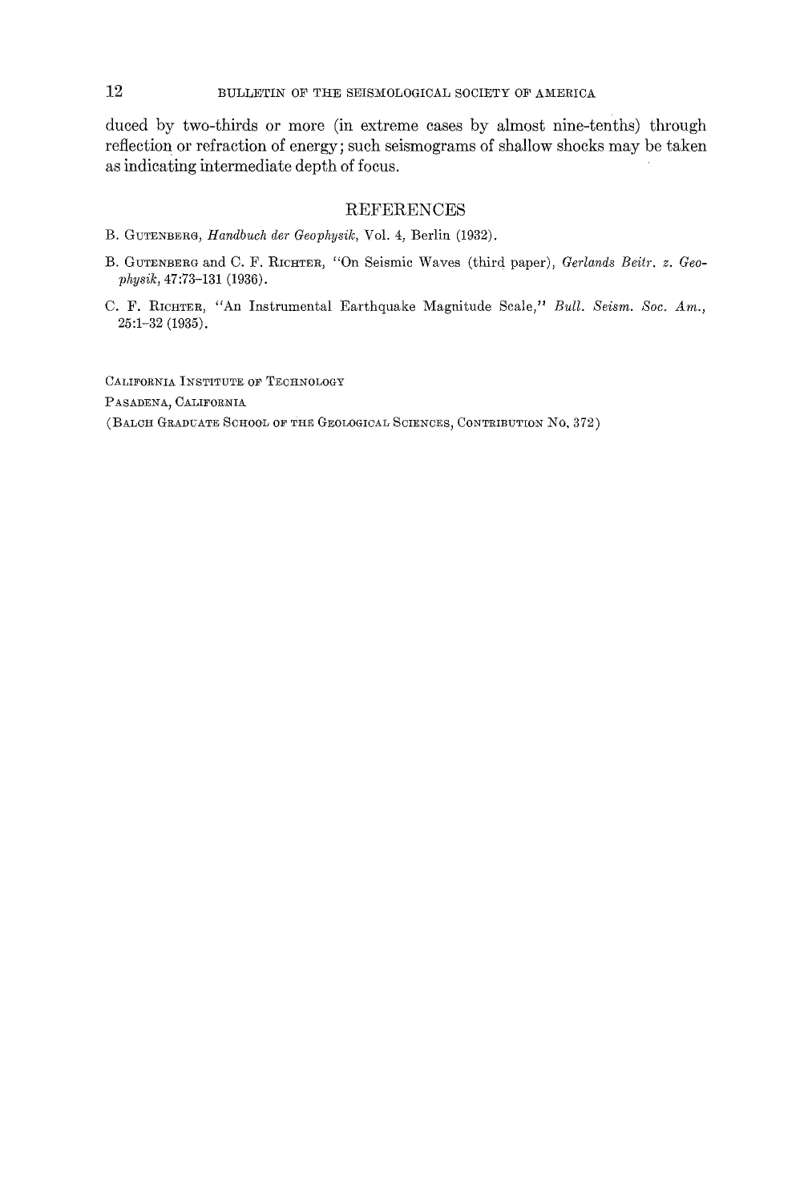duced by two-thirds or more (in extreme cases by almost nine-tenths) through reflection or refraction of energy; such seismograms of shallow shocks may be taken as indicating intermediate depth of focus.

## REFERENCES

B. Gutenberg, *Handbuch der Geophysik*, Vol. 4, Berlin (1932).

B. Gutenberg and C. F. Richter, "On Seismic Waves (third paper), *Gerlands Beitr. z. Geophysik*, 47:73–131 (1936).

C. F. Richter, "An Instrumental Earthquake Magnitude Scale," *Bull. Seism. Soc. Am.*, 25:1–32 (1935).

California Institute of Technology
Pasadena, California
(Balch Graduate School of the Geological Sciences, Contribution No. 372)